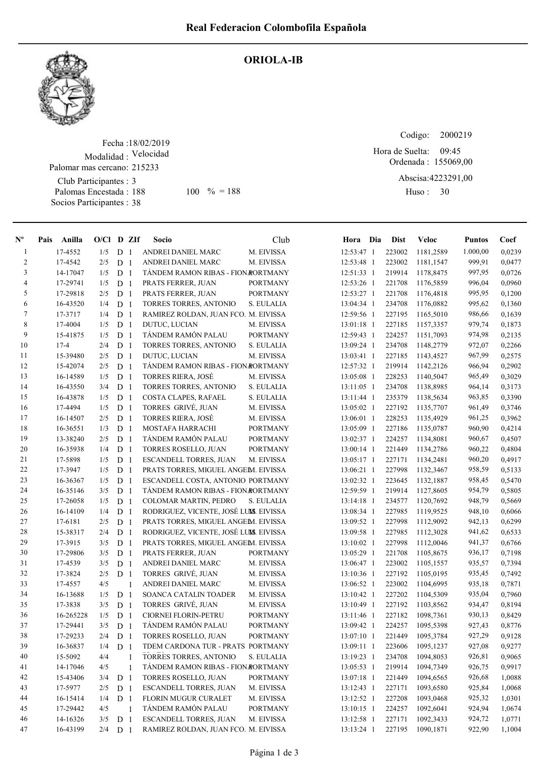# Real Federacion Colombofila Española

## ORIOLA-IB

Fecha :18/02/2019
Modalidad : Velocidad
Palomar mas cercano: 215233
Club Participantes : 3
Palomas Encestada : 188    100 % = 188
Socios Participantes : 38

Codigo: 2000219
Hora de Suelta: 09:45
Ordenada : 155069,00
Abscisa:4223291,00
Huso : 30

| Nº | Pais | Anilla | O/Cl | D | ZIf | Socio | Club | Hora | Dia | Dist | Veloc | Puntos | Coef |
|---|---|---|---|---|---|---|---|---|---|---|---|---|---|
| 1 | | 17-4552 | 1/5 | D | 1 | ANDREI DANIEL MARC | M. EIVISSA | 12:53:47 | 1 | 223002 | 1181,2589 | 1.000,00 | 0,0239 |
| 2 | | 17-4542 | 2/5 | D | 1 | ANDREI DANIEL MARC | M. EIVISSA | 12:53:48 | 1 | 223002 | 1181,1547 | 999,91 | 0,0477 |
| 3 | | 14-17047 | 1/5 | D | 1 | TÁNDEM RAMON RIBAS - FIONA | PORTMANY | 12:51:33 | 1 | 219914 | 1178,8475 | 997,95 | 0,0726 |
| 4 | | 17-29741 | 1/5 | D | 1 | PRATS FERRER, JUAN | PORTMANY | 12:53:26 | 1 | 221708 | 1176,5859 | 996,04 | 0,0960 |
| 5 | | 17-29818 | 2/5 | D | 1 | PRATS FERRER, JUAN | PORTMANY | 12:53:27 | 1 | 221708 | 1176,4818 | 995,95 | 0,1200 |
| 6 | | 16-43520 | 1/4 | D | 1 | TORRES TORRES, ANTONIO | S. EULALIA | 13:04:34 | 1 | 234708 | 1176,0882 | 995,62 | 0,1360 |
| 7 | | 17-3717 | 1/4 | D | 1 | RAMIREZ ROLDAN, JUAN FCO. | M. EIVISSA | 12:59:56 | 1 | 227195 | 1165,5010 | 986,66 | 0,1639 |
| 8 | | 17-4004 | 1/5 | D | 1 | DUTUC, LUCIAN | M. EIVISSA | 13:01:18 | 1 | 227185 | 1157,3357 | 979,74 | 0,1873 |
| 9 | | 15-41875 | 1/5 | D | 1 | TÁNDEM RAMÓN PALAU | PORTMANY | 12:59:43 | 1 | 224257 | 1151,7093 | 974,98 | 0,2135 |
| 10 | | 17-4 | 2/4 | D | 1 | TORRES TORRES, ANTONIO | S. EULALIA | 13:09:24 | 1 | 234708 | 1148,2779 | 972,07 | 0,2266 |
| 11 | | 15-39480 | 2/5 | D | 1 | DUTUC, LUCIAN | M. EIVISSA | 13:03:41 | 1 | 227185 | 1143,4527 | 967,99 | 0,2575 |
| 12 | | 15-42074 | 2/5 | D | 1 | TÁNDEM RAMON RIBAS - FIONA | PORTMANY | 12:57:32 | 1 | 219914 | 1142,2126 | 966,94 | 0,2902 |
| 13 | | 16-14589 | 1/5 | D | 1 | TORRES RIERA, JOSÉ | M. EIVISSA | 13:05:08 | 1 | 228253 | 1140,5047 | 965,49 | 0,3029 |
| 14 | | 16-43550 | 3/4 | D | 1 | TORRES TORRES, ANTONIO | S. EULALIA | 13:11:05 | 1 | 234708 | 1138,8985 | 964,14 | 0,3173 |
| 15 | | 16-43878 | 1/5 | D | 1 | COSTA CLAPES, RAFAEL | S. EULALIA | 13:11:44 | 1 | 235379 | 1138,5634 | 963,85 | 0,3390 |
| 16 | | 17-4494 | 1/5 | D | 1 | TORRES GRIVÉ, JUAN | M. EIVISSA | 13:05:02 | 1 | 227192 | 1135,7707 | 961,49 | 0,3746 |
| 17 | | 16-14507 | 2/5 | D | 1 | TORRES RIERA, JOSÉ | M. EIVISSA | 13:06:01 | 1 | 228253 | 1135,4929 | 961,25 | 0,3962 |
| 18 | | 16-36551 | 1/3 | D | 1 | MOSTAFA HARRACHI | PORTMANY | 13:05:09 | 1 | 227186 | 1135,0787 | 960,90 | 0,4214 |
| 19 | | 13-38240 | 2/5 | D | 1 | TÁNDEM RAMÓN PALAU | PORTMANY | 13:02:37 | 1 | 224257 | 1134,8081 | 960,67 | 0,4507 |
| 20 | | 16-35938 | 1/4 | D | 1 | TORRES ROSELLO, JUAN | PORTMANY | 13:00:14 | 1 | 221449 | 1134,2786 | 960,22 | 0,4804 |
| 21 | | 17-5898 | 1/5 | D | 1 | ESCANDELL TORRES, JUAN | M. EIVISSA | 13:05:17 | 1 | 227171 | 1134,2481 | 960,20 | 0,4917 |
| 22 | | 17-3947 | 1/5 | D | 1 | PRATS TORRES, MIGUEL ANGEL | M. EIVISSA | 13:06:21 | 1 | 227998 | 1132,3467 | 958,59 | 0,5133 |
| 23 | | 16-36367 | 1/5 | D | 1 | ESCANDELL COSTA, ANTONIO | PORTMANY | 13:02:32 | 1 | 223645 | 1132,1887 | 958,45 | 0,5470 |
| 24 | | 16-35146 | 3/5 | D | 1 | TÁNDEM RAMON RIBAS - FIONA | PORTMANY | 12:59:59 | 1 | 219914 | 1127,8605 | 954,79 | 0,5805 |
| 25 | | 17-26058 | 1/5 | D | 1 | COLOMAR MARTIN, PEDRO | S. EULALIA | 13:14:18 | 1 | 234577 | 1120,7692 | 948,79 | 0,5669 |
| 26 | | 16-14109 | 1/4 | D | 1 | RODRIGUEZ, VICENTE, JOSÉ LUIS | M. EIVISSA | 13:08:34 | 1 | 227985 | 1119,9525 | 948,10 | 0,6066 |
| 27 | | 17-6181 | 2/5 | D | 1 | PRATS TORRES, MIGUEL ANGEL | M. EIVISSA | 13:09:52 | 1 | 227998 | 1112,9092 | 942,13 | 0,6299 |
| 28 | | 15-38317 | 2/4 | D | 1 | RODRIGUEZ, VICENTE, JOSÉ LUIS | M. EIVISSA | 13:09:58 | 1 | 227985 | 1112,3028 | 941,62 | 0,6533 |
| 29 | | 17-3915 | 3/5 | D | 1 | PRATS TORRES, MIGUEL ANGEL | M. EIVISSA | 13:10:02 | 1 | 227998 | 1112,0046 | 941,37 | 0,6766 |
| 30 | | 17-29806 | 3/5 | D | 1 | PRATS FERRER, JUAN | PORTMANY | 13:05:29 | 1 | 221708 | 1105,8675 | 936,17 | 0,7198 |
| 31 | | 17-4539 | 3/5 | D | 1 | ANDREI DANIEL MARC | M. EIVISSA | 13:06:47 | 1 | 223002 | 1105,1557 | 935,57 | 0,7394 |
| 32 | | 17-3824 | 2/5 | D | 1 | TORRES GRIVÉ, JUAN | M. EIVISSA | 13:10:36 | 1 | 227192 | 1105,0195 | 935,45 | 0,7492 |
| 33 | | 17-4557 | 4/5 | | 1 | ANDREI DANIEL MARC | M. EIVISSA | 13:06:52 | 1 | 223002 | 1104,6995 | 935,18 | 0,7871 |
| 34 | | 16-13688 | 1/5 | D | 1 | SOANCA CATALIN TOADER | M. EIVISSA | 13:10:42 | 1 | 227202 | 1104,5309 | 935,04 | 0,7960 |
| 35 | | 17-3838 | 3/5 | D | 1 | TORRES GRIVÉ, JUAN | M. EIVISSA | 13:10:49 | 1 | 227192 | 1103,8562 | 934,47 | 0,8194 |
| 36 | | 16-265228 | 1/5 | D | 1 | CIORNEI FLORIN-PETRU | PORTMANY | 13:11:46 | 1 | 227182 | 1098,7361 | 930,13 | 0,8429 |
| 37 | | 17-29441 | 3/5 | D | 1 | TÁNDEM RAMÓN PALAU | PORTMANY | 13:09:42 | 1 | 224257 | 1095,5398 | 927,43 | 0,8776 |
| 38 | | 17-29233 | 2/4 | D | 1 | TORRES ROSELLO, JUAN | PORTMANY | 13:07:10 | 1 | 221449 | 1095,3784 | 927,29 | 0,9128 |
| 39 | | 16-36837 | 1/4 | D | 1 | TDEM CARDONA TUR - PRATS | PORTMANY | 13:09:11 | 1 | 223606 | 1095,1237 | 927,08 | 0,9277 |
| 40 | | 15-5092 | 4/4 | | 1 | TORRES TORRES, ANTONIO | S. EULALIA | 13:19:23 | 1 | 234708 | 1094,8053 | 926,81 | 0,9065 |
| 41 | | 14-17046 | 4/5 | | 1 | TÁNDEM RAMON RIBAS - FIONA | PORTMANY | 13:05:53 | 1 | 219914 | 1094,7349 | 926,75 | 0,9917 |
| 42 | | 15-43406 | 3/4 | D | 1 | TORRES ROSELLO, JUAN | PORTMANY | 13:07:18 | 1 | 221449 | 1094,6565 | 926,68 | 1,0088 |
| 43 | | 17-5977 | 2/5 | D | 1 | ESCANDELL TORRES, JUAN | M. EIVISSA | 13:12:43 | 1 | 227171 | 1093,6580 | 925,84 | 1,0068 |
| 44 | | 16-15414 | 1/4 | D | 1 | FLORIN MUGUR CURALET | M. EIVISSA | 13:12:52 | 1 | 227208 | 1093,0468 | 925,32 | 1,0301 |
| 45 | | 17-29442 | 4/5 | | 1 | TÁNDEM RAMÓN PALAU | PORTMANY | 13:10:15 | 1 | 224257 | 1092,6041 | 924,94 | 1,0674 |
| 46 | | 14-16326 | 3/5 | D | 1 | ESCANDELL TORRES, JUAN | M. EIVISSA | 13:12:58 | 1 | 227171 | 1092,3433 | 924,72 | 1,0771 |
| 47 | | 16-43199 | 2/4 | D | 1 | RAMIREZ ROLDAN, JUAN FCO. | M. EIVISSA | 13:13:24 | 1 | 227195 | 1090,1871 | 922,90 | 1,1004 |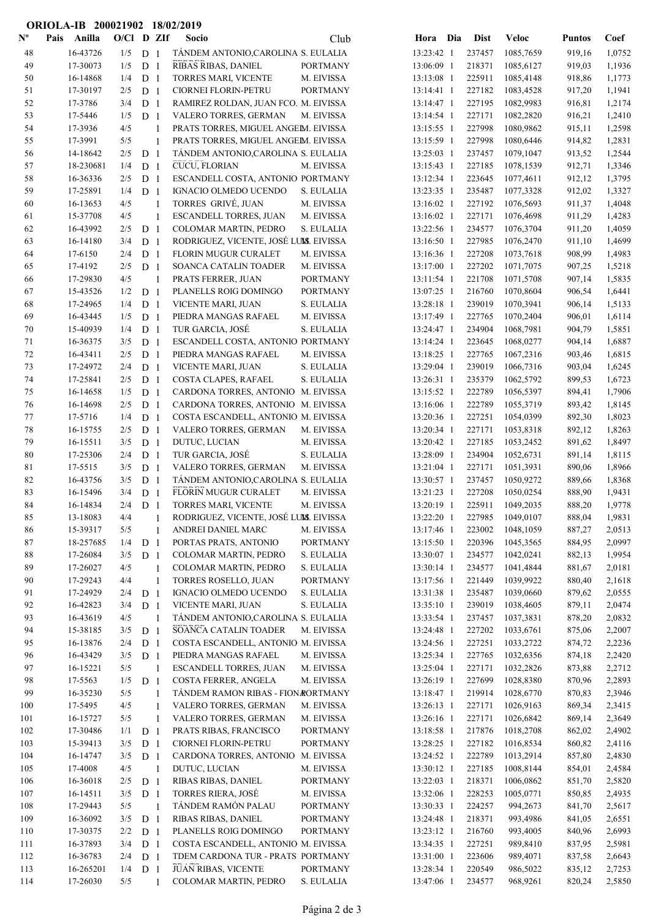**ORIOLA-IB 200021902 18/02/2019**

| Nº | Pais | Anilla | O/Cl | D | ZIf | Socio | Club | Hora | Dia | Dist | Veloc | Puntos | Coef |
|---|---|---|---|---|---|---|---|---|---|---|---|---|---|
| 48 | | 16-43726 | 1/5 | D | 1 | TÁNDEM ANTONIO,CAROLINA | S. EULALIA | 13:23:42 | 1 | 237457 | 1085,7659 | 919,16 | 1,0752 |
| 49 | | 17-30073 | 1/5 | D | 1 | RIBAS RIBAS, DANIEL | PORTMANY | 13:06:09 | 1 | 218371 | 1085,6127 | 919,03 | 1,1936 |
| 50 | | 16-14868 | 1/4 | D | 1 | TORRES MARI, VICENTE | M. EIVISSA | 13:13:08 | 1 | 225911 | 1085,4148 | 918,86 | 1,1773 |
| 51 | | 17-30197 | 2/5 | D | 1 | CIORNEI FLORIN-PETRU | PORTMANY | 13:14:41 | 1 | 227182 | 1083,4528 | 917,20 | 1,1941 |
| 52 | | 17-3786 | 3/4 | D | 1 | RAMIREZ ROLDAN, JUAN FCO. | M. EIVISSA | 13:14:47 | 1 | 227195 | 1082,9983 | 916,81 | 1,2174 |
| 53 | | 17-5446 | 1/5 | D | 1 | VALERO TORRES, GERMAN | M. EIVISSA | 13:14:54 | 1 | 227171 | 1082,2820 | 916,21 | 1,2410 |
| 54 | | 17-3936 | 4/5 | | 1 | PRATS TORRES, MIGUEL ANGEL | M. EIVISSA | 13:15:55 | 1 | 227998 | 1080,9862 | 915,11 | 1,2598 |
| 55 | | 17-3991 | 5/5 | | 1 | PRATS TORRES, MIGUEL ANGEL | M. EIVISSA | 13:15:59 | 1 | 227998 | 1080,6446 | 914,82 | 1,2831 |
| 56 | | 14-18642 | 2/5 | D | 1 | TÁNDEM ANTONIO,CAROLINA | S. EULALIA | 13:25:03 | 1 | 237457 | 1079,1047 | 913,52 | 1,2544 |
| 57 | | 18-230681 | 1/4 | D | 1 | CUCU, FLORIAN | M. EIVISSA | 13:15:43 | 1 | 227185 | 1078,1539 | 912,71 | 1,3346 |
| 58 | | 16-36336 | 2/5 | D | 1 | ESCANDELL COSTA, ANTONIO | PORTMANY | 13:12:34 | 1 | 223645 | 1077,4611 | 912,12 | 1,3795 |
| 59 | | 17-25891 | 1/4 | D | 1 | IGNACIO OLMEDO UCENDO | S. EULALIA | 13:23:35 | 1 | 235487 | 1077,3328 | 912,02 | 1,3327 |
| 60 | | 16-13653 | 4/5 | | 1 | TORRES GRIVÉ, JUAN | M. EIVISSA | 13:16:02 | 1 | 227192 | 1076,5693 | 911,37 | 1,4048 |
| 61 | | 15-37708 | 4/5 | | 1 | ESCANDELL TORRES, JUAN | M. EIVISSA | 13:16:02 | 1 | 227171 | 1076,4698 | 911,29 | 1,4283 |
| 62 | | 16-43992 | 2/5 | D | 1 | COLOMAR MARTIN, PEDRO | S. EULALIA | 13:22:56 | 1 | 234577 | 1076,3704 | 911,20 | 1,4059 |
| 63 | | 16-14180 | 3/4 | D | 1 | RODRIGUEZ, VICENTE, JOSÉ LUIS | M. EIVISSA | 13:16:50 | 1 | 227985 | 1076,2470 | 911,10 | 1,4699 |
| 64 | | 17-6150 | 2/4 | D | 1 | FLORIN MUGUR CURALET | M. EIVISSA | 13:16:36 | 1 | 227208 | 1073,7618 | 908,99 | 1,4983 |
| 65 | | 17-4192 | 2/5 | D | 1 | SOANCA CATALIN TOADER | M. EIVISSA | 13:17:00 | 1 | 227202 | 1071,7075 | 907,25 | 1,5218 |
| 66 | | 17-29830 | 4/5 | | 1 | PRATS FERRER, JUAN | PORTMANY | 13:11:54 | 1 | 221708 | 1071,5708 | 907,14 | 1,5835 |
| 67 | | 15-43526 | 1/2 | D | 1 | PLANELLS ROIG DOMINGO | PORTMANY | 13:07:25 | 1 | 216760 | 1070,8604 | 906,54 | 1,6441 |
| 68 | | 17-24965 | 1/4 | D | 1 | VICENTE MARI, JUAN | S. EULALIA | 13:28:18 | 1 | 239019 | 1070,3941 | 906,14 | 1,5133 |
| 69 | | 16-43445 | 1/5 | D | 1 | PIEDRA MANGAS RAFAEL | M. EIVISSA | 13:17:49 | 1 | 227765 | 1070,2404 | 906,01 | 1,6114 |
| 70 | | 15-40939 | 1/4 | D | 1 | TUR GARCIA, JOSÉ | S. EULALIA | 13:24:47 | 1 | 234904 | 1068,7981 | 904,79 | 1,5851 |
| 71 | | 16-36375 | 3/5 | D | 1 | ESCANDELL COSTA, ANTONIO | PORTMANY | 13:14:24 | 1 | 223645 | 1068,0277 | 904,14 | 1,6887 |
| 72 | | 16-43411 | 2/5 | D | 1 | PIEDRA MANGAS RAFAEL | M. EIVISSA | 13:18:25 | 1 | 227765 | 1067,2316 | 903,46 | 1,6815 |
| 73 | | 17-24972 | 2/4 | D | 1 | VICENTE MARI, JUAN | S. EULALIA | 13:29:04 | 1 | 239019 | 1066,7316 | 903,04 | 1,6245 |
| 74 | | 17-25841 | 2/5 | D | 1 | COSTA CLAPES, RAFAEL | S. EULALIA | 13:26:31 | 1 | 235379 | 1062,5792 | 899,53 | 1,6723 |
| 75 | | 16-14658 | 1/5 | D | 1 | CARDONA TORRES, ANTONIO | M. EIVISSA | 13:15:52 | 1 | 222789 | 1056,5397 | 894,41 | 1,7906 |
| 76 | | 16-14698 | 2/5 | D | 1 | CARDONA TORRES, ANTONIO | M. EIVISSA | 13:16:06 | 1 | 222789 | 1055,3719 | 893,42 | 1,8145 |
| 77 | | 17-5716 | 1/4 | D | 1 | COSTA ESCANDELL, ANTONIO | M. EIVISSA | 13:20:36 | 1 | 227251 | 1054,0399 | 892,30 | 1,8023 |
| 78 | | 16-15755 | 2/5 | D | 1 | VALERO TORRES, GERMAN | M. EIVISSA | 13:20:34 | 1 | 227171 | 1053,8318 | 892,12 | 1,8263 |
| 79 | | 16-15511 | 3/5 | D | 1 | DUTUC, LUCIAN | M. EIVISSA | 13:20:42 | 1 | 227185 | 1053,2452 | 891,62 | 1,8497 |
| 80 | | 17-25306 | 2/4 | D | 1 | TUR GARCIA, JOSÉ | S. EULALIA | 13:28:09 | 1 | 234904 | 1052,6731 | 891,14 | 1,8115 |
| 81 | | 17-5515 | 3/5 | D | 1 | VALERO TORRES, GERMAN | M. EIVISSA | 13:21:04 | 1 | 227171 | 1051,3931 | 890,06 | 1,8966 |
| 82 | | 16-43756 | 3/5 | D | 1 | TÁNDEM ANTONIO,CAROLINA | S. EULALIA | 13:30:57 | 1 | 237457 | 1050,9272 | 889,66 | 1,8368 |
| 83 | | 16-15496 | 3/4 | D | 1 | FLORIN MUGUR CURALET | M. EIVISSA | 13:21:23 | 1 | 227208 | 1050,0254 | 888,90 | 1,9431 |
| 84 | | 16-14834 | 2/4 | D | 1 | TORRES MARI, VICENTE | M. EIVISSA | 13:20:19 | 1 | 225911 | 1049,2035 | 888,20 | 1,9778 |
| 85 | | 13-18083 | 4/4 | | 1 | RODRIGUEZ, VICENTE, JOSÉ LUIS | M. EIVISSA | 13:22:20 | 1 | 227985 | 1049,0107 | 888,04 | 1,9831 |
| 86 | | 15-39317 | 5/5 | | 1 | ANDREI DANIEL MARC | M. EIVISSA | 13:17:46 | 1 | 223002 | 1048,1059 | 887,27 | 2,0513 |
| 87 | | 18-257685 | 1/4 | D | 1 | PORTAS PRATS, ANTONIO | PORTMANY | 13:15:50 | 1 | 220396 | 1045,3565 | 884,95 | 2,0997 |
| 88 | | 17-26084 | 3/5 | D | 1 | COLOMAR MARTIN, PEDRO | S. EULALIA | 13:30:07 | 1 | 234577 | 1042,0241 | 882,13 | 1,9954 |
| 89 | | 17-26027 | 4/5 | | 1 | COLOMAR MARTIN, PEDRO | S. EULALIA | 13:30:14 | 1 | 234577 | 1041,4844 | 881,67 | 2,0181 |
| 90 | | 17-29243 | 4/4 | | 1 | TORRES ROSELLO, JUAN | PORTMANY | 13:17:56 | 1 | 221449 | 1039,9922 | 880,40 | 2,1618 |
| 91 | | 17-24929 | 2/4 | D | 1 | IGNACIO OLMEDO UCENDO | S. EULALIA | 13:31:38 | 1 | 235487 | 1039,0660 | 879,62 | 2,0555 |
| 92 | | 16-42823 | 3/4 | D | 1 | VICENTE MARI, JUAN | S. EULALIA | 13:35:10 | 1 | 239019 | 1038,4605 | 879,11 | 2,0474 |
| 93 | | 16-43619 | 4/5 | | 1 | TÁNDEM ANTONIO,CAROLINA | S. EULALIA | 13:33:54 | 1 | 237457 | 1037,3831 | 878,20 | 2,0832 |
| 94 | | 15-38185 | 3/5 | D | 1 | SOANCA CATALIN TOADER | M. EIVISSA | 13:24:48 | 1 | 227202 | 1033,6761 | 875,06 | 2,2007 |
| 95 | | 16-13876 | 2/4 | D | 1 | COSTA ESCANDELL, ANTONIO | M. EIVISSA | 13:24:56 | 1 | 227251 | 1033,2722 | 874,72 | 2,2236 |
| 96 | | 16-43429 | 3/5 | D | 1 | PIEDRA MANGAS RAFAEL | M. EIVISSA | 13:25:34 | 1 | 227765 | 1032,6536 | 874,18 | 2,2420 |
| 97 | | 16-15221 | 5/5 | | 1 | ESCANDELL TORRES, JUAN | M. EIVISSA | 13:25:04 | 1 | 227171 | 1032,2826 | 873,88 | 2,2712 |
| 98 | | 17-5563 | 1/5 | D | 1 | COSTA FERRER, ANGELA | M. EIVISSA | 13:26:19 | 1 | 227699 | 1028,8380 | 870,96 | 2,2893 |
| 99 | | 16-35230 | 5/5 | | 1 | TÁNDEM RAMON RIBAS - FIONA | PORTMANY | 13:18:47 | 1 | 219914 | 1028,6770 | 870,83 | 2,3946 |
| 100 | | 17-5495 | 4/5 | | 1 | VALERO TORRES, GERMAN | M. EIVISSA | 13:26:13 | 1 | 227171 | 1026,9163 | 869,34 | 2,3415 |
| 101 | | 16-15727 | 5/5 | | 1 | VALERO TORRES, GERMAN | M. EIVISSA | 13:26:16 | 1 | 227171 | 1026,6842 | 869,14 | 2,3649 |
| 102 | | 17-30486 | 1/1 | D | 1 | PRATS RIBAS, FRANCISCO | PORTMANY | 13:18:58 | 1 | 217876 | 1018,2708 | 862,02 | 2,4902 |
| 103 | | 15-39413 | 3/5 | D | 1 | CIORNEI FLORIN-PETRU | PORTMANY | 13:28:25 | 1 | 227182 | 1016,8534 | 860,82 | 2,4116 |
| 104 | | 16-14747 | 3/5 | D | 1 | CARDONA TORRES, ANTONIO | M. EIVISSA | 13:24:52 | 1 | 222789 | 1013,2914 | 857,80 | 2,4830 |
| 105 | | 17-4008 | 4/5 | | 1 | DUTUC, LUCIAN | M. EIVISSA | 13:30:12 | 1 | 227185 | 1008,8144 | 854,01 | 2,4584 |
| 106 | | 16-36018 | 2/5 | D | 1 | RIBAS RIBAS, DANIEL | PORTMANY | 13:22:03 | 1 | 218371 | 1006,0862 | 851,70 | 2,5820 |
| 107 | | 16-14511 | 3/5 | D | 1 | TORRES RIERA, JOSÉ | M. EIVISSA | 13:32:06 | 1 | 228253 | 1005,0771 | 850,85 | 2,4935 |
| 108 | | 17-29443 | 5/5 | | 1 | TÁNDEM RAMÓN PALAU | PORTMANY | 13:30:33 | 1 | 224257 | 994,2673 | 841,70 | 2,5617 |
| 109 | | 16-36092 | 3/5 | D | 1 | RIBAS RIBAS, DANIEL | PORTMANY | 13:24:48 | 1 | 218371 | 993,4986 | 841,05 | 2,6551 |
| 110 | | 17-30375 | 2/2 | D | 1 | PLANELLS ROIG DOMINGO | PORTMANY | 13:23:12 | 1 | 216760 | 993,4005 | 840,96 | 2,6993 |
| 111 | | 16-37893 | 3/4 | D | 1 | COSTA ESCANDELL, ANTONIO | M. EIVISSA | 13:34:35 | 1 | 227251 | 989,8410 | 837,95 | 2,5981 |
| 112 | | 16-36783 | 2/4 | D | 1 | TDEM CARDONA TUR - PRATS | PORTMANY | 13:31:00 | 1 | 223606 | 989,4071 | 837,58 | 2,6643 |
| 113 | | 16-265201 | 1/4 | D | 1 | JUAN RIBAS, VICENTE | PORTMANY | 13:28:34 | 1 | 220549 | 986,5022 | 835,12 | 2,7253 |
| 114 | | 17-26030 | 5/5 | | 1 | COLOMAR MARTIN, PEDRO | S. EULALIA | 13:47:06 | 1 | 234577 | 968,9261 | 820,24 | 2,5850 |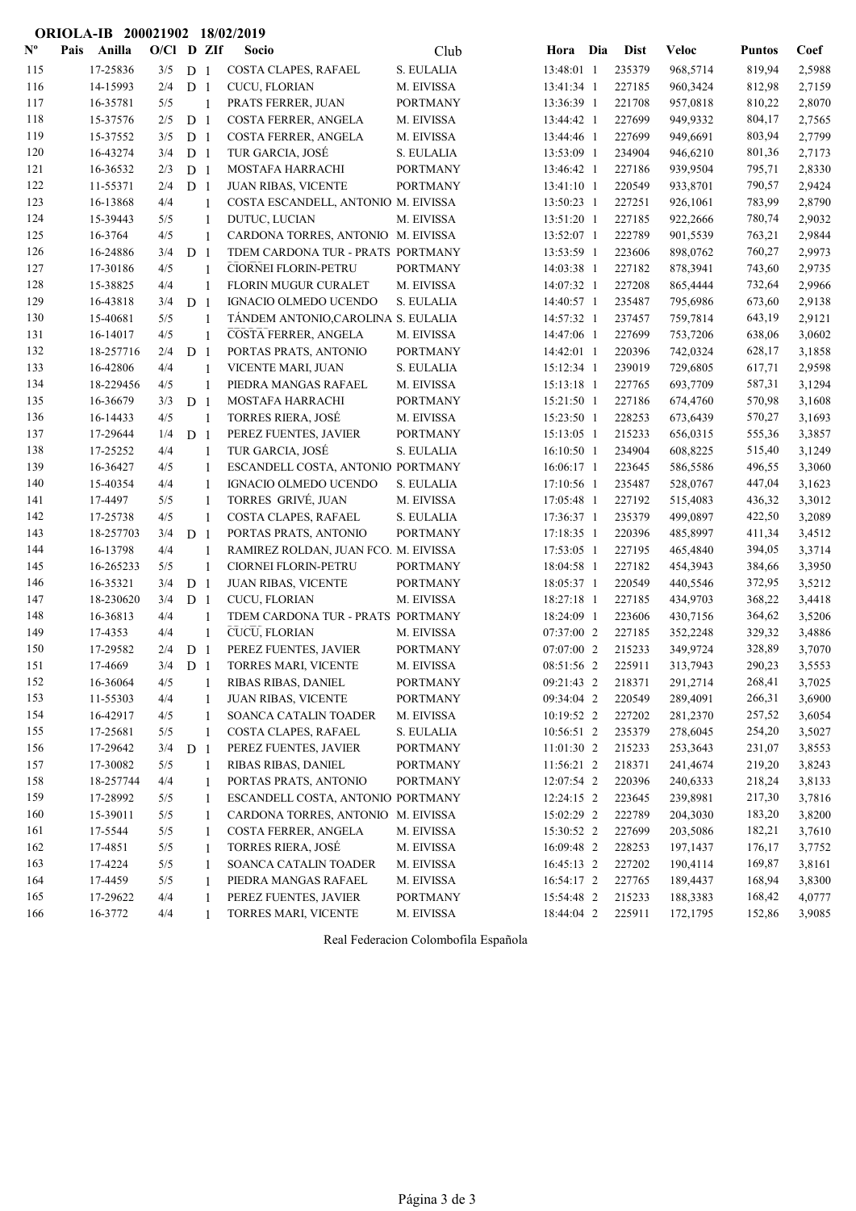**ORIOLA-IB 200021902 18/02/2019**

| Nº | Pais | Anilla | O/Cl | D | ZIf | Socio | Club | Hora | Dia | Dist | Veloc | Puntos | Coef |
|---|---|---|---|---|---|---|---|---|---|---|---|---|---|
| 115 | | 17-25836 | 3/5 | D | 1 | COSTA CLAPES, RAFAEL | S. EULALIA | 13:48:01 | 1 | 235379 | 968,5714 | 819,94 | 2,5988 |
| 116 | | 14-15993 | 2/4 | D | 1 | CUCU, FLORIAN | M. EIVISSA | 13:41:34 | 1 | 227185 | 960,3424 | 812,98 | 2,7159 |
| 117 | | 16-35781 | 5/5 | | 1 | PRATS FERRER, JUAN | PORTMANY | 13:36:39 | 1 | 221708 | 957,0818 | 810,22 | 2,8070 |
| 118 | | 15-37576 | 2/5 | D | 1 | COSTA FERRER, ANGELA | M. EIVISSA | 13:44:42 | 1 | 227699 | 949,9332 | 804,17 | 2,7565 |
| 119 | | 15-37552 | 3/5 | D | 1 | COSTA FERRER, ANGELA | M. EIVISSA | 13:44:46 | 1 | 227699 | 949,6691 | 803,94 | 2,7799 |
| 120 | | 16-43274 | 3/4 | D | 1 | TUR GARCIA, JOSÉ | S. EULALIA | 13:53:09 | 1 | 234904 | 946,6210 | 801,36 | 2,7173 |
| 121 | | 16-36532 | 2/3 | D | 1 | MOSTAFA HARRACHI | PORTMANY | 13:46:42 | 1 | 227186 | 939,9504 | 795,71 | 2,8330 |
| 122 | | 11-55371 | 2/4 | D | 1 | JUAN RIBAS, VICENTE | PORTMANY | 13:41:10 | 1 | 220549 | 933,8701 | 790,57 | 2,9424 |
| 123 | | 16-13868 | 4/4 | | 1 | COSTA ESCANDELL, ANTONIO | M. EIVISSA | 13:50:23 | 1 | 227251 | 926,1061 | 783,99 | 2,8790 |
| 124 | | 15-39443 | 5/5 | | 1 | DUTUC, LUCIAN | M. EIVISSA | 13:51:20 | 1 | 227185 | 922,2666 | 780,74 | 2,9032 |
| 125 | | 16-3764 | 4/5 | | 1 | CARDONA TORRES, ANTONIO | M. EIVISSA | 13:52:07 | 1 | 222789 | 901,5539 | 763,21 | 2,9844 |
| 126 | | 16-24886 | 3/4 | D | 1 | TDEM CARDONA TUR - PRATS | PORTMANY | 13:53:59 | 1 | 223606 | 898,0762 | 760,27 | 2,9973 |
| 127 | | 17-30186 | 4/5 | | 1 | CIORNEI FLORIN-PETRU | PORTMANY | 14:03:38 | 1 | 227182 | 878,3941 | 743,60 | 2,9735 |
| 128 | | 15-38825 | 4/4 | | 1 | FLORIN MUGUR CURALET | M. EIVISSA | 14:07:32 | 1 | 227208 | 865,4444 | 732,64 | 2,9966 |
| 129 | | 16-43818 | 3/4 | D | 1 | IGNACIO OLMEDO UCENDO | S. EULALIA | 14:40:57 | 1 | 235487 | 795,6986 | 673,60 | 2,9138 |
| 130 | | 15-40681 | 5/5 | | 1 | TÁNDEM ANTONIO,CAROLINA | S. EULALIA | 14:57:32 | 1 | 237457 | 759,7814 | 643,19 | 2,9121 |
| 131 | | 16-14017 | 4/5 | | 1 | COSTA FERRER, ANGELA | M. EIVISSA | 14:47:06 | 1 | 227699 | 753,7206 | 638,06 | 3,0602 |
| 132 | | 18-257716 | 2/4 | D | 1 | PORTAS PRATS, ANTONIO | PORTMANY | 14:42:01 | 1 | 220396 | 742,0324 | 628,17 | 3,1858 |
| 133 | | 16-42806 | 4/4 | | 1 | VICENTE MARI, JUAN | S. EULALIA | 15:12:34 | 1 | 239019 | 729,6805 | 617,71 | 2,9598 |
| 134 | | 18-229456 | 4/5 | | 1 | PIEDRA MANGAS RAFAEL | M. EIVISSA | 15:13:18 | 1 | 227765 | 693,7709 | 587,31 | 3,1294 |
| 135 | | 16-36679 | 3/3 | D | 1 | MOSTAFA HARRACHI | PORTMANY | 15:21:50 | 1 | 227186 | 674,4760 | 570,98 | 3,1608 |
| 136 | | 16-14433 | 4/5 | | 1 | TORRES RIERA, JOSÉ | M. EIVISSA | 15:23:50 | 1 | 228253 | 673,6439 | 570,27 | 3,1693 |
| 137 | | 17-29644 | 1/4 | D | 1 | PEREZ FUENTES, JAVIER | PORTMANY | 15:13:05 | 1 | 215233 | 656,0315 | 555,36 | 3,3857 |
| 138 | | 17-25252 | 4/4 | | 1 | TUR GARCIA, JOSÉ | S. EULALIA | 16:10:50 | 1 | 234904 | 608,8225 | 515,40 | 3,1249 |
| 139 | | 16-36427 | 4/5 | | 1 | ESCANDELL COSTA, ANTONIO | PORTMANY | 16:06:17 | 1 | 223645 | 586,5586 | 496,55 | 3,3060 |
| 140 | | 15-40354 | 4/4 | | 1 | IGNACIO OLMEDO UCENDO | S. EULALIA | 17:10:56 | 1 | 235487 | 528,0767 | 447,04 | 3,1623 |
| 141 | | 17-4497 | 5/5 | | 1 | TORRES GRIVÉ, JUAN | M. EIVISSA | 17:05:48 | 1 | 227192 | 515,4083 | 436,32 | 3,3012 |
| 142 | | 17-25738 | 4/5 | | 1 | COSTA CLAPES, RAFAEL | S. EULALIA | 17:36:37 | 1 | 235379 | 499,0897 | 422,50 | 3,2089 |
| 143 | | 18-257703 | 3/4 | D | 1 | PORTAS PRATS, ANTONIO | PORTMANY | 17:18:35 | 1 | 220396 | 485,8997 | 411,34 | 3,4512 |
| 144 | | 16-13798 | 4/4 | | 1 | RAMIREZ ROLDAN, JUAN FCO. | M. EIVISSA | 17:53:05 | 1 | 227195 | 465,4840 | 394,05 | 3,3714 |
| 145 | | 16-265233 | 5/5 | | 1 | CIORNEI FLORIN-PETRU | PORTMANY | 18:04:58 | 1 | 227182 | 454,3943 | 384,66 | 3,3950 |
| 146 | | 16-35321 | 3/4 | D | 1 | JUAN RIBAS, VICENTE | PORTMANY | 18:05:37 | 1 | 220549 | 440,5546 | 372,95 | 3,5212 |
| 147 | | 18-230620 | 3/4 | D | 1 | CUCU, FLORIAN | M. EIVISSA | 18:27:18 | 1 | 227185 | 434,9703 | 368,22 | 3,4418 |
| 148 | | 16-36813 | 4/4 | | 1 | TDEM CARDONA TUR - PRATS | PORTMANY | 18:24:09 | 1 | 223606 | 430,7156 | 364,62 | 3,5206 |
| 149 | | 17-4353 | 4/4 | | 1 | CUCU, FLORIAN | M. EIVISSA | 07:37:00 | 2 | 227185 | 352,2248 | 329,32 | 3,4886 |
| 150 | | 17-29582 | 2/4 | D | 1 | PEREZ FUENTES, JAVIER | PORTMANY | 07:07:00 | 2 | 215233 | 349,9724 | 328,89 | 3,7070 |
| 151 | | 17-4669 | 3/4 | D | 1 | TORRES MARI, VICENTE | M. EIVISSA | 08:51:56 | 2 | 225911 | 313,7943 | 290,23 | 3,5553 |
| 152 | | 16-36064 | 4/5 | | 1 | RIBAS RIBAS, DANIEL | PORTMANY | 09:21:43 | 2 | 218371 | 291,2714 | 268,41 | 3,7025 |
| 153 | | 11-55303 | 4/4 | | 1 | JUAN RIBAS, VICENTE | PORTMANY | 09:34:04 | 2 | 220549 | 289,4091 | 266,31 | 3,6900 |
| 154 | | 16-42917 | 4/5 | | 1 | SOANCA CATALIN TOADER | M. EIVISSA | 10:19:52 | 2 | 227202 | 281,2370 | 257,52 | 3,6054 |
| 155 | | 17-25681 | 5/5 | | 1 | COSTA CLAPES, RAFAEL | S. EULALIA | 10:56:51 | 2 | 235379 | 278,6045 | 254,20 | 3,5027 |
| 156 | | 17-29642 | 3/4 | D | 1 | PEREZ FUENTES, JAVIER | PORTMANY | 11:01:30 | 2 | 215233 | 253,3643 | 231,07 | 3,8553 |
| 157 | | 17-30082 | 5/5 | | 1 | RIBAS RIBAS, DANIEL | PORTMANY | 11:56:21 | 2 | 218371 | 241,4674 | 219,20 | 3,8243 |
| 158 | | 18-257744 | 4/4 | | 1 | PORTAS PRATS, ANTONIO | PORTMANY | 12:07:54 | 2 | 220396 | 240,6333 | 218,24 | 3,8133 |
| 159 | | 17-28992 | 5/5 | | 1 | ESCANDELL COSTA, ANTONIO | PORTMANY | 12:24:15 | 2 | 223645 | 239,8981 | 217,30 | 3,7816 |
| 160 | | 15-39011 | 5/5 | | 1 | CARDONA TORRES, ANTONIO | M. EIVISSA | 15:02:29 | 2 | 222789 | 204,3030 | 183,20 | 3,8200 |
| 161 | | 17-5544 | 5/5 | | 1 | COSTA FERRER, ANGELA | M. EIVISSA | 15:30:52 | 2 | 227699 | 203,5086 | 182,21 | 3,7610 |
| 162 | | 17-4851 | 5/5 | | 1 | TORRES RIERA, JOSÉ | M. EIVISSA | 16:09:48 | 2 | 228253 | 197,1437 | 176,17 | 3,7752 |
| 163 | | 17-4224 | 5/5 | | 1 | SOANCA CATALIN TOADER | M. EIVISSA | 16:45:13 | 2 | 227202 | 190,4114 | 169,87 | 3,8161 |
| 164 | | 17-4459 | 5/5 | | 1 | PIEDRA MANGAS RAFAEL | M. EIVISSA | 16:54:17 | 2 | 227765 | 189,4437 | 168,94 | 3,8300 |
| 165 | | 17-29622 | 4/4 | | 1 | PEREZ FUENTES, JAVIER | PORTMANY | 15:54:48 | 2 | 215233 | 188,3383 | 168,42 | 4,0777 |
| 166 | | 16-3772 | 4/4 | | 1 | TORRES MARI, VICENTE | M. EIVISSA | 18:44:04 | 2 | 225911 | 172,1795 | 152,86 | 3,9085 |

Real Federacion Colombofila Española